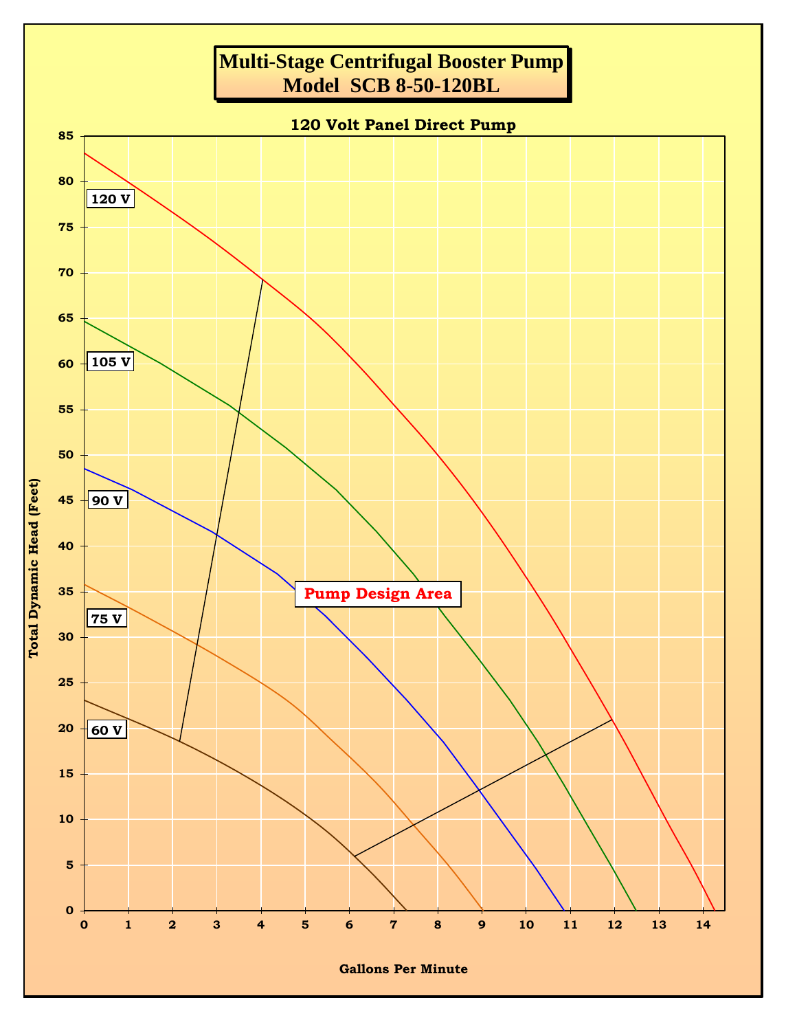# Multi-Stage Centrifugal Booster Pump
# Model SCB 8-50-120BL

**120 Volt Panel Direct Pump**

Total Dynamic Head (Feet)

120 V

105 V

90 V

75 V

60 V

Pump Design Area

Gallons Per Minute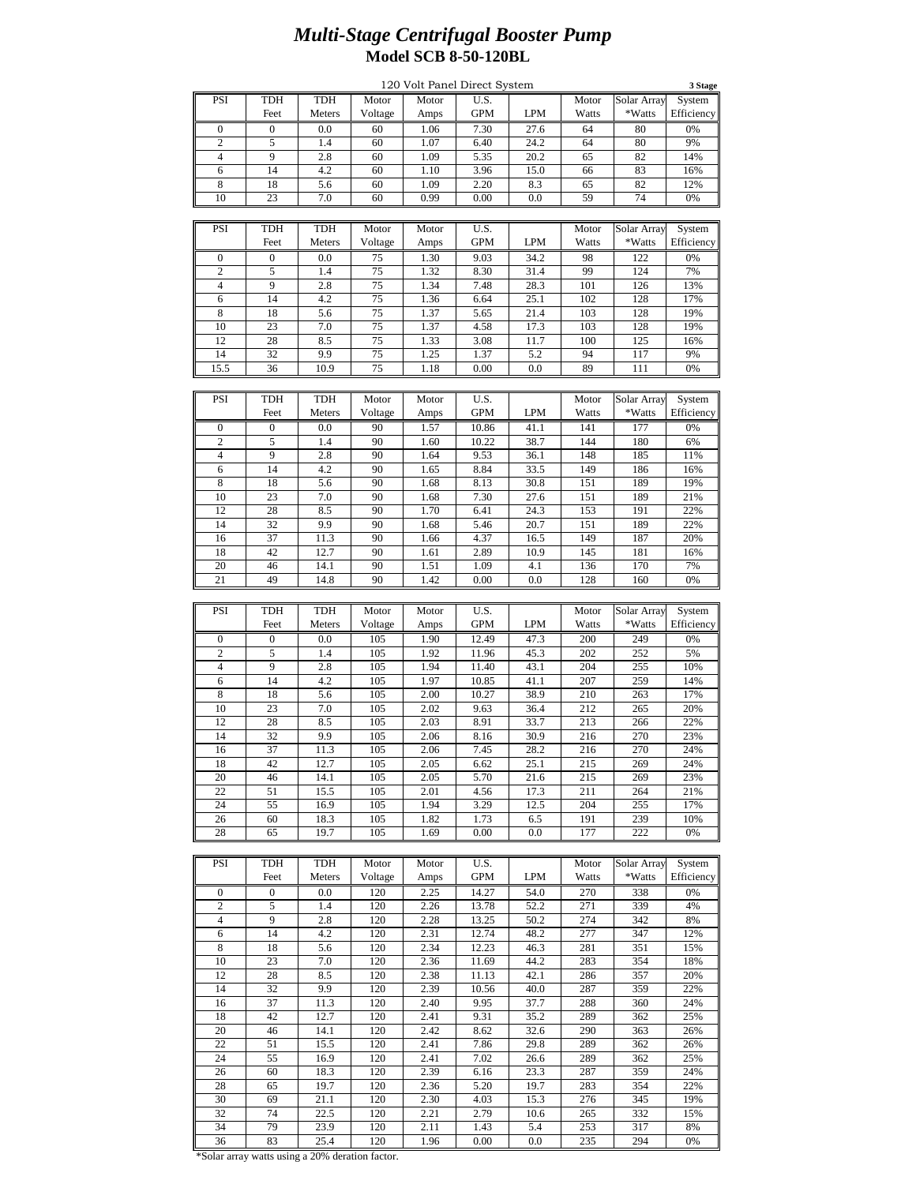# *Multi-Stage Centrifugal Booster Pump*

## Model SCB 8-50-120BL

120 Volt Panel Direct System

**3 Stage**

| PSI | TDH Feet | TDH Meters | Motor Voltage | Motor Amps | U.S. GPM | LPM | Motor Watts | Solar Array *Watts | System Efficiency |
|---|---|---|---|---|---|---|---|---|---|
| 0 | 0 | 0.0 | 60 | 1.06 | 7.30 | 27.6 | 64 | 80 | 0% |
| 2 | 5 | 1.4 | 60 | 1.07 | 6.40 | 24.2 | 64 | 80 | 9% |
| 4 | 9 | 2.8 | 60 | 1.09 | 5.35 | 20.2 | 65 | 82 | 14% |
| 6 | 14 | 4.2 | 60 | 1.10 | 3.96 | 15.0 | 66 | 83 | 16% |
| 8 | 18 | 5.6 | 60 | 1.09 | 2.20 | 8.3 | 65 | 82 | 12% |
| 10 | 23 | 7.0 | 60 | 0.99 | 0.00 | 0.0 | 59 | 74 | 0% |

| PSI | TDH Feet | TDH Meters | Motor Voltage | Motor Amps | U.S. GPM | LPM | Motor Watts | Solar Array *Watts | System Efficiency |
|---|---|---|---|---|---|---|---|---|---|
| 0 | 0 | 0.0 | 75 | 1.30 | 9.03 | 34.2 | 98 | 122 | 0% |
| 2 | 5 | 1.4 | 75 | 1.32 | 8.30 | 31.4 | 99 | 124 | 7% |
| 4 | 9 | 2.8 | 75 | 1.34 | 7.48 | 28.3 | 101 | 126 | 13% |
| 6 | 14 | 4.2 | 75 | 1.36 | 6.64 | 25.1 | 102 | 128 | 17% |
| 8 | 18 | 5.6 | 75 | 1.37 | 5.65 | 21.4 | 103 | 128 | 19% |
| 10 | 23 | 7.0 | 75 | 1.37 | 4.58 | 17.3 | 103 | 128 | 19% |
| 12 | 28 | 8.5 | 75 | 1.33 | 3.08 | 11.7 | 100 | 125 | 16% |
| 14 | 32 | 9.9 | 75 | 1.25 | 1.37 | 5.2 | 94 | 117 | 9% |
| 15.5 | 36 | 10.9 | 75 | 1.18 | 0.00 | 0.0 | 89 | 111 | 0% |

| PSI | TDH Feet | TDH Meters | Motor Voltage | Motor Amps | U.S. GPM | LPM | Motor Watts | Solar Array *Watts | System Efficiency |
|---|---|---|---|---|---|---|---|---|---|
| 0 | 0 | 0.0 | 90 | 1.57 | 10.86 | 41.1 | 141 | 177 | 0% |
| 2 | 5 | 1.4 | 90 | 1.60 | 10.22 | 38.7 | 144 | 180 | 6% |
| 4 | 9 | 2.8 | 90 | 1.64 | 9.53 | 36.1 | 148 | 185 | 11% |
| 6 | 14 | 4.2 | 90 | 1.65 | 8.84 | 33.5 | 149 | 186 | 16% |
| 8 | 18 | 5.6 | 90 | 1.68 | 8.13 | 30.8 | 151 | 189 | 19% |
| 10 | 23 | 7.0 | 90 | 1.68 | 7.30 | 27.6 | 151 | 189 | 21% |
| 12 | 28 | 8.5 | 90 | 1.70 | 6.41 | 24.3 | 153 | 191 | 22% |
| 14 | 32 | 9.9 | 90 | 1.68 | 5.46 | 20.7 | 151 | 189 | 22% |
| 16 | 37 | 11.3 | 90 | 1.66 | 4.37 | 16.5 | 149 | 187 | 20% |
| 18 | 42 | 12.7 | 90 | 1.61 | 2.89 | 10.9 | 145 | 181 | 16% |
| 20 | 46 | 14.1 | 90 | 1.51 | 1.09 | 4.1 | 136 | 170 | 7% |
| 21 | 49 | 14.8 | 90 | 1.42 | 0.00 | 0.0 | 128 | 160 | 0% |

| PSI | TDH Feet | TDH Meters | Motor Voltage | Motor Amps | U.S. GPM | LPM | Motor Watts | Solar Array *Watts | System Efficiency |
|---|---|---|---|---|---|---|---|---|---|
| 0 | 0 | 0.0 | 105 | 1.90 | 12.49 | 47.3 | 200 | 249 | 0% |
| 2 | 5 | 1.4 | 105 | 1.92 | 11.96 | 45.3 | 202 | 252 | 5% |
| 4 | 9 | 2.8 | 105 | 1.94 | 11.40 | 43.1 | 204 | 255 | 10% |
| 6 | 14 | 4.2 | 105 | 1.97 | 10.85 | 41.1 | 207 | 259 | 14% |
| 8 | 18 | 5.6 | 105 | 2.00 | 10.27 | 38.9 | 210 | 263 | 17% |
| 10 | 23 | 7.0 | 105 | 2.02 | 9.63 | 36.4 | 212 | 265 | 20% |
| 12 | 28 | 8.5 | 105 | 2.03 | 8.91 | 33.7 | 213 | 266 | 22% |
| 14 | 32 | 9.9 | 105 | 2.06 | 8.16 | 30.9 | 216 | 270 | 23% |
| 16 | 37 | 11.3 | 105 | 2.06 | 7.45 | 28.2 | 216 | 270 | 24% |
| 18 | 42 | 12.7 | 105 | 2.05 | 6.62 | 25.1 | 215 | 269 | 24% |
| 20 | 46 | 14.1 | 105 | 2.05 | 5.70 | 21.6 | 215 | 269 | 23% |
| 22 | 51 | 15.5 | 105 | 2.01 | 4.56 | 17.3 | 211 | 264 | 21% |
| 24 | 55 | 16.9 | 105 | 1.94 | 3.29 | 12.5 | 204 | 255 | 17% |
| 26 | 60 | 18.3 | 105 | 1.82 | 1.73 | 6.5 | 191 | 239 | 10% |
| 28 | 65 | 19.7 | 105 | 1.69 | 0.00 | 0.0 | 177 | 222 | 0% |

| PSI | TDH Feet | TDH Meters | Motor Voltage | Motor Amps | U.S. GPM | LPM | Motor Watts | Solar Array *Watts | System Efficiency |
|---|---|---|---|---|---|---|---|---|---|
| 0 | 0 | 0.0 | 120 | 2.25 | 14.27 | 54.0 | 270 | 338 | 0% |
| 2 | 5 | 1.4 | 120 | 2.26 | 13.78 | 52.2 | 271 | 339 | 4% |
| 4 | 9 | 2.8 | 120 | 2.28 | 13.25 | 50.2 | 274 | 342 | 8% |
| 6 | 14 | 4.2 | 120 | 2.31 | 12.74 | 48.2 | 277 | 347 | 12% |
| 8 | 18 | 5.6 | 120 | 2.34 | 12.23 | 46.3 | 281 | 351 | 15% |
| 10 | 23 | 7.0 | 120 | 2.36 | 11.69 | 44.2 | 283 | 354 | 18% |
| 12 | 28 | 8.5 | 120 | 2.38 | 11.13 | 42.1 | 286 | 357 | 20% |
| 14 | 32 | 9.9 | 120 | 2.39 | 10.56 | 40.0 | 287 | 359 | 22% |
| 16 | 37 | 11.3 | 120 | 2.40 | 9.95 | 37.7 | 288 | 360 | 24% |
| 18 | 42 | 12.7 | 120 | 2.41 | 9.31 | 35.2 | 289 | 362 | 25% |
| 20 | 46 | 14.1 | 120 | 2.42 | 8.62 | 32.6 | 290 | 363 | 26% |
| 22 | 51 | 15.5 | 120 | 2.41 | 7.86 | 29.8 | 289 | 362 | 26% |
| 24 | 55 | 16.9 | 120 | 2.41 | 7.02 | 26.6 | 289 | 362 | 25% |
| 26 | 60 | 18.3 | 120 | 2.39 | 6.16 | 23.3 | 287 | 359 | 24% |
| 28 | 65 | 19.7 | 120 | 2.36 | 5.20 | 19.7 | 283 | 354 | 22% |
| 30 | 69 | 21.1 | 120 | 2.30 | 4.03 | 15.3 | 276 | 345 | 19% |
| 32 | 74 | 22.5 | 120 | 2.21 | 2.79 | 10.6 | 265 | 332 | 15% |
| 34 | 79 | 23.9 | 120 | 2.11 | 1.43 | 5.4 | 253 | 317 | 8% |
| 36 | 83 | 25.4 | 120 | 1.96 | 0.00 | 0.0 | 235 | 294 | 0% |

*Solar array watts using a 20% deration factor.